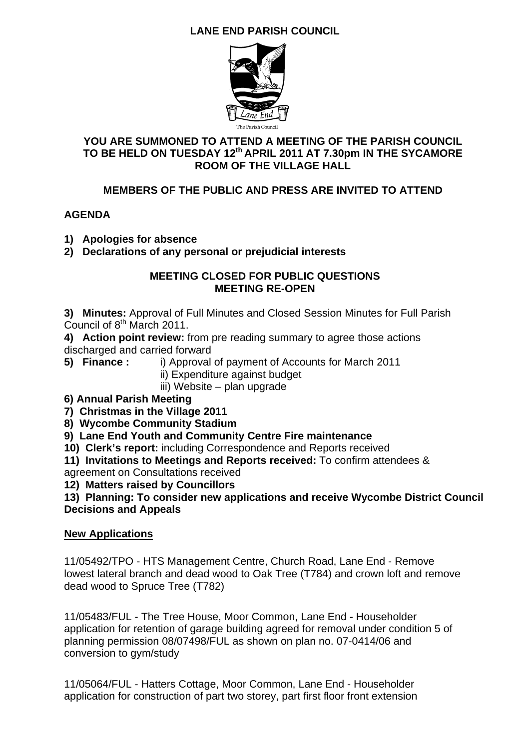# LANE END PARISH COUNCIL

The Parish Council

**YOU ARE SUMMONED TO ATTEND A MEETING OF THE PARISH COUNCIL TO BE HELD ON TUESDAY 12th APRIL 2011 AT 7.30pm IN THE SYCAMORE ROOM OF THE VILLAGE HALL**

**MEMBERS OF THE PUBLIC AND PRESS ARE INVITED TO ATTEND**

## AGENDA

1) **Apologies for absence**
2) **Declarations of any personal or prejudicial interests**

**MEETING CLOSED FOR PUBLIC QUESTIONS**
**MEETING RE-OPEN**

**3) Minutes:** Approval of Full Minutes and Closed Session Minutes for Full Parish Council of 8th March 2011.

**4) Action point review:** from pre reading summary to agree those actions discharged and carried forward

**5) Finance :** i) Approval of payment of Accounts for March 2011
ii) Expenditure against budget
iii) Website – plan upgrade

**6) Annual Parish Meeting**

**7) Christmas in the Village 2011**

**8) Wycombe Community Stadium**

**9) Lane End Youth and Community Centre Fire maintenance**

**10) Clerk's report:** including Correspondence and Reports received

**11) Invitations to Meetings and Reports received:** To confirm attendees & agreement on Consultations received

**12) Matters raised by Councillors**

**13) Planning: To consider new applications and receive Wycombe District Council Decisions and Appeals**

**New Applications**

11/05492/TPO - HTS Management Centre, Church Road, Lane End - Remove lowest lateral branch and dead wood to Oak Tree (T784) and crown loft and remove dead wood to Spruce Tree (T782)

11/05483/FUL - The Tree House, Moor Common, Lane End - Householder application for retention of garage building agreed for removal under condition 5 of planning permission 08/07498/FUL as shown on plan no. 07-0414/06 and conversion to gym/study

11/05064/FUL - Hatters Cottage, Moor Common, Lane End - Householder application for construction of part two storey, part first floor front extension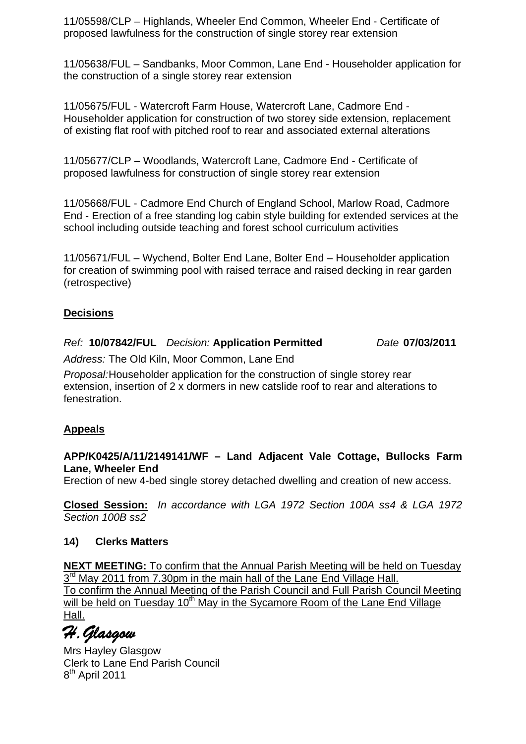11/05598/CLP – Highlands, Wheeler End Common, Wheeler End - Certificate of proposed lawfulness for the construction of single storey rear extension

11/05638/FUL – Sandbanks, Moor Common, Lane End - Householder application for the construction of a single storey rear extension

11/05675/FUL - Watercroft Farm House, Watercroft Lane, Cadmore End - Householder application for construction of two storey side extension, replacement of existing flat roof with pitched roof to rear and associated external alterations

11/05677/CLP – Woodlands, Watercroft Lane, Cadmore End - Certificate of proposed lawfulness for construction of single storey rear extension

11/05668/FUL - Cadmore End Church of England School, Marlow Road, Cadmore End - Erection of a free standing log cabin style building for extended services at the school including outside teaching and forest school curriculum activities

11/05671/FUL – Wychend, Bolter End Lane, Bolter End – Householder application for creation of swimming pool with raised terrace and raised decking in rear garden (retrospective)

**Decisions**

*Ref:* **10/07842/FUL** *Decision:* **Application Permitted** *Date* **07/03/2011**

*Address:* The Old Kiln, Moor Common, Lane End

*Proposal:* Householder application for the construction of single storey rear extension, insertion of 2 x dormers in new catslide roof to rear and alterations to fenestration.

**Appeals**

**APP/K0425/A/11/2149141/WF – Land Adjacent Vale Cottage, Bullocks Farm Lane, Wheeler End**

Erection of new 4-bed single storey detached dwelling and creation of new access.

**Closed Session:** *In accordance with LGA 1972 Section 100A ss4 & LGA 1972 Section 100B ss2*

**14) Clerks Matters**

**NEXT MEETING:** To confirm that the Annual Parish Meeting will be held on Tuesday 3rd May 2011 from 7.30pm in the main hall of the Lane End Village Hall.
To confirm the Annual Meeting of the Parish Council and Full Parish Council Meeting will be held on Tuesday 10th May in the Sycamore Room of the Lane End Village Hall.

*H. Glasgow*

Mrs Hayley Glasgow
Clerk to Lane End Parish Council
8th April 2011